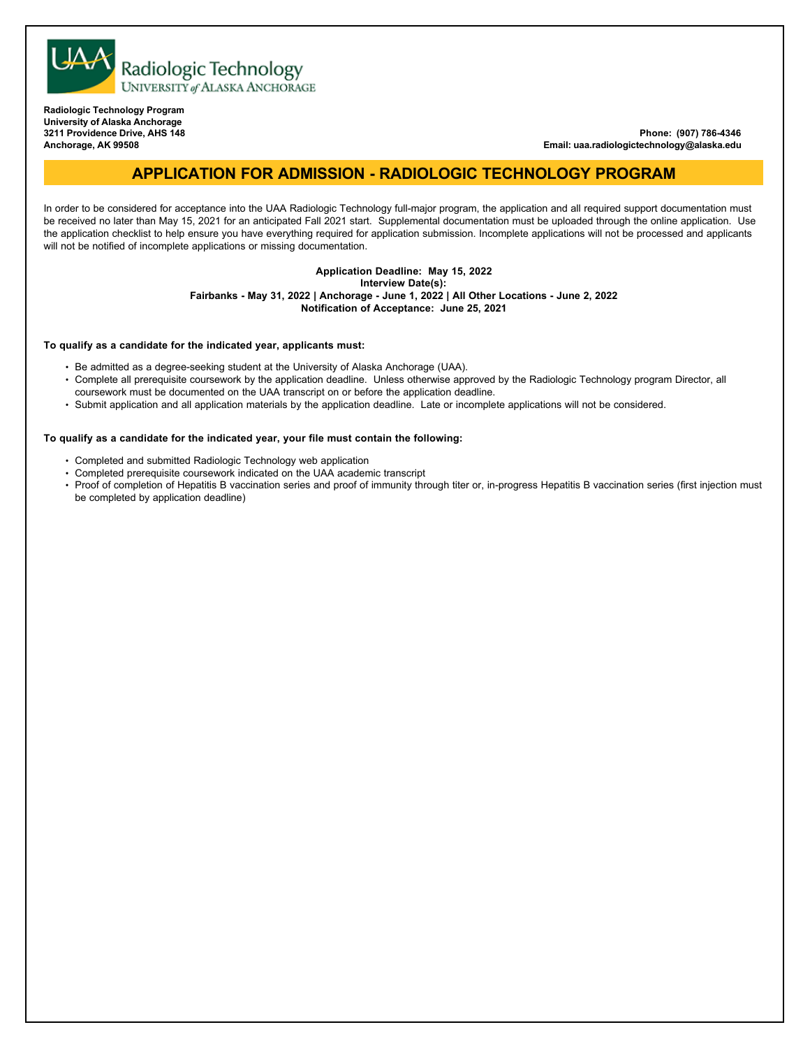Radiologic Technology
UNIVERSITY of ALASKA ANCHORAGE

**Radiologic Technology Program**
**University of Alaska Anchorage**
**3211 Providence Drive, AHS 148**
**Anchorage, AK 99508**

**Phone: (907) 786-4346**
**Email: uaa.radiologictechnology@alaska.edu**

# APPLICATION FOR ADMISSION - RADIOLOGIC TECHNOLOGY PROGRAM

In order to be considered for acceptance into the UAA Radiologic Technology full-major program, the application and all required support documentation must be received no later than May 15, 2021 for an anticipated Fall 2021 start. Supplemental documentation must be uploaded through the online application. Use the application checklist to help ensure you have everything required for application submission. Incomplete applications will not be processed and applicants will not be notified of incomplete applications or missing documentation.

**Application Deadline: May 15, 2022**
**Interview Date(s):**
**Fairbanks - May 31, 2022 | Anchorage - June 1, 2022 | All Other Locations - June 2, 2022**
**Notification of Acceptance: June 25, 2021**

**To qualify as a candidate for the indicated year, applicants must:**

- Be admitted as a degree-seeking student at the University of Alaska Anchorage (UAA).
- Complete all prerequisite coursework by the application deadline. Unless otherwise approved by the Radiologic Technology program Director, all coursework must be documented on the UAA transcript on or before the application deadline.
- Submit application and all application materials by the application deadline. Late or incomplete applications will not be considered.

**To qualify as a candidate for the indicated year, your file must contain the following:**

- Completed and submitted Radiologic Technology web application
- Completed prerequisite coursework indicated on the UAA academic transcript
- Proof of completion of Hepatitis B vaccination series and proof of immunity through titer or, in-progress Hepatitis B vaccination series (first injection must be completed by application deadline)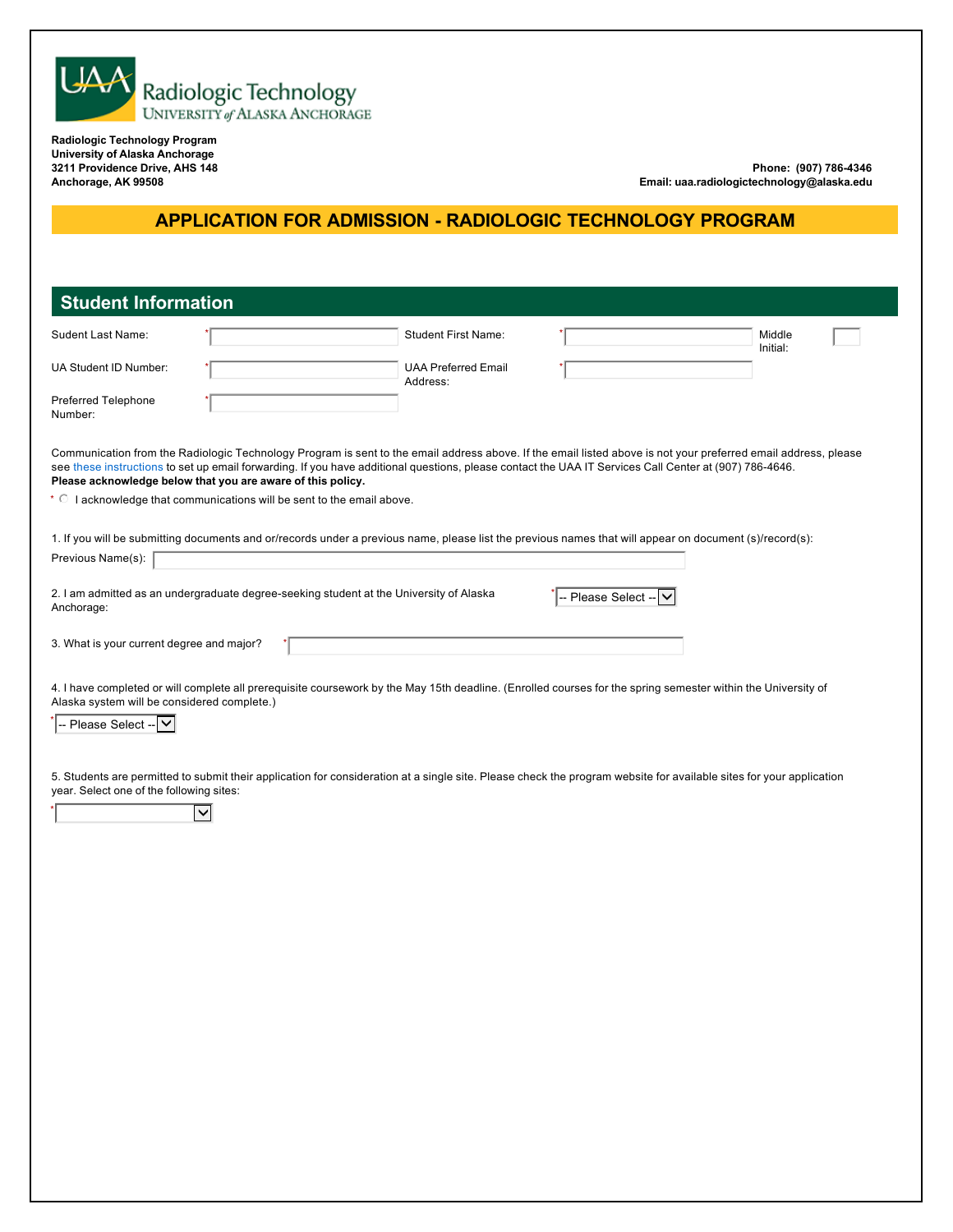UAA Radiologic Technology
UNIVERSITY of ALASKA ANCHORAGE

**Radiologic Technology Program**
**University of Alaska Anchorage**
**3211 Providence Drive, AHS 148**
**Anchorage, AK 99508**

**Phone: (907) 786-4346**
**Email: uaa.radiologictechnology@alaska.edu**

# APPLICATION FOR ADMISSION - RADIOLOGIC TECHNOLOGY PROGRAM

## Student Information

| | | | | | |
|---|---|---|---|---|---|
| Sudent Last Name: | * | Student First Name: | * | Middle Initial: | |
| UA Student ID Number: | * | UAA Preferred Email Address: | * | | |
| Preferred Telephone Number: | * | | | | |

Communication from the Radiologic Technology Program is sent to the email address above. If the email listed above is not your preferred email address, please see these instructions to set up email forwarding. If you have additional questions, please contact the UAA IT Services Call Center at (907) 786-4646.
**Please acknowledge below that you are aware of this policy.**

* ○ I acknowledge that communications will be sent to the email above.

1. If you will be submitting documents and or/records under a previous name, please list the previous names that will appear on document (s)/record(s):

Previous Name(s):

2. I am admitted as an undergraduate degree-seeking student at the University of Alaska Anchorage: * -- Please Select --

3. What is your current degree and major? *

4. I have completed or will complete all prerequisite coursework by the May 15th deadline. (Enrolled courses for the spring semester within the University of Alaska system will be considered complete.)

* -- Please Select --

5. Students are permitted to submit their application for consideration at a single site. Please check the program website for available sites for your application year. Select one of the following sites:

*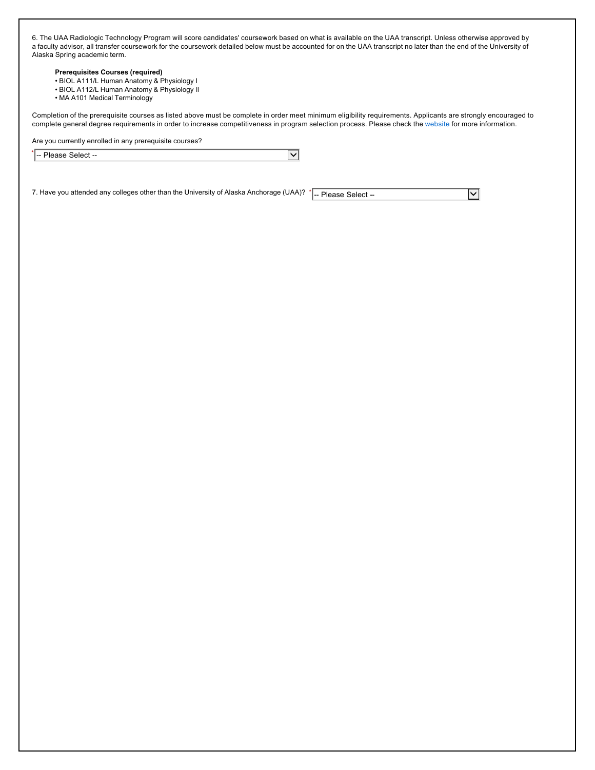6. The UAA Radiologic Technology Program will score candidates' coursework based on what is available on the UAA transcript. Unless otherwise approved by a faculty advisor, all transfer coursework for the coursework detailed below must be accounted for on the UAA transcript no later than the end of the University of Alaska Spring academic term.

**Prerequisites Courses (required)**

- BIOL A111/L Human Anatomy & Physiology I
- BIOL A112/L Human Anatomy & Physiology II
- MA A101 Medical Terminology

Completion of the prerequisite courses as listed above must be complete in order meet minimum eligibility requirements. Applicants are strongly encouraged to complete general degree requirements in order to increase competitiveness in program selection process. Please check the website for more information.

Are you currently enrolled in any prerequisite courses?

* -- Please Select --

7. Have you attended any colleges other than the University of Alaska Anchorage (UAA)? * -- Please Select --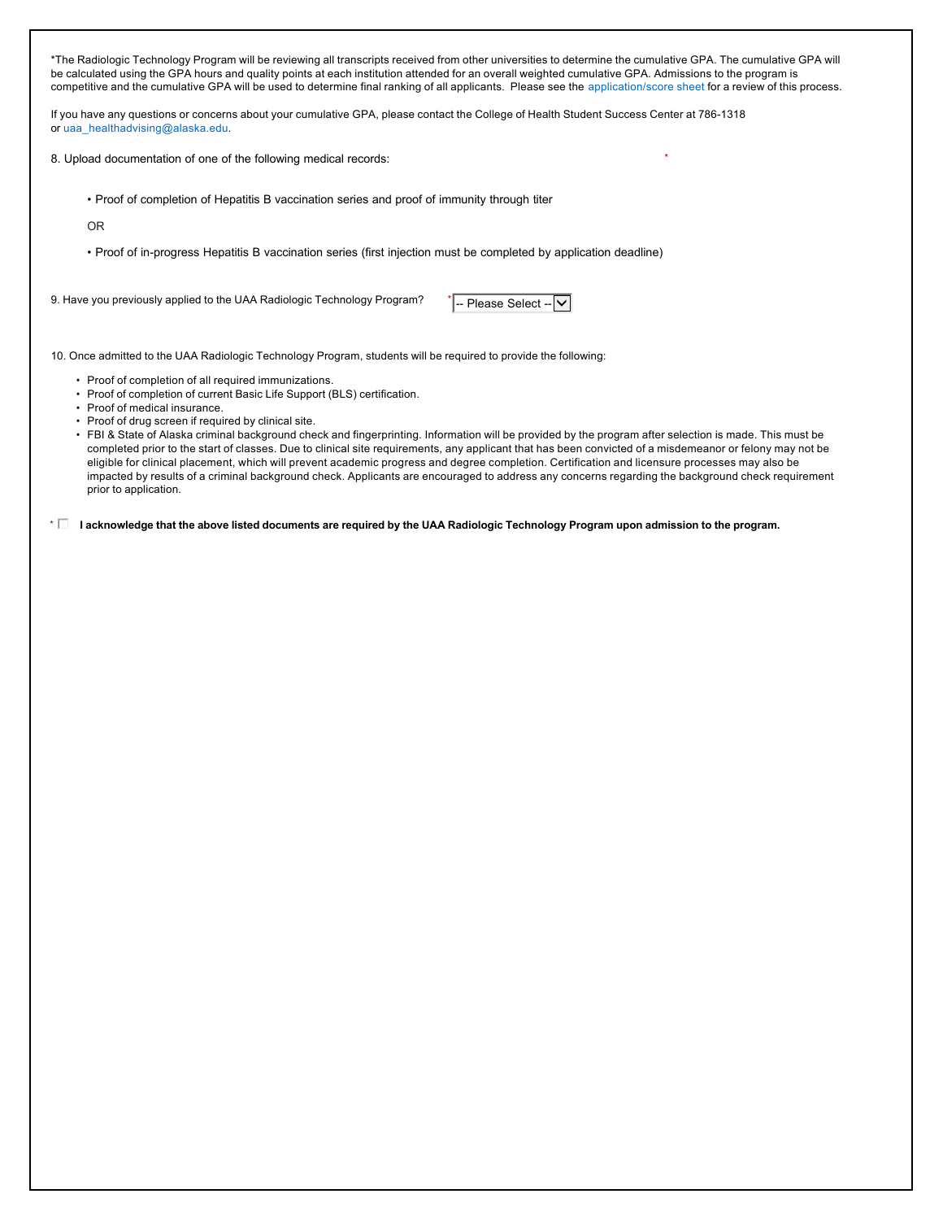*The Radiologic Technology Program will be reviewing all transcripts received from other universities to determine the cumulative GPA. The cumulative GPA will be calculated using the GPA hours and quality points at each institution attended for an overall weighted cumulative GPA. Admissions to the program is competitive and the cumulative GPA will be used to determine final ranking of all applicants. Please see the application/score sheet for a review of this process.

If you have any questions or concerns about your cumulative GPA, please contact the College of Health Student Success Center at 786-1318 or uaa_healthadvising@alaska.edu.

8. Upload documentation of one of the following medical records: *

- Proof of completion of Hepatitis B vaccination series and proof of immunity through titer

OR

- Proof of in-progress Hepatitis B vaccination series (first injection must be completed by application deadline)

9. Have you previously applied to the UAA Radiologic Technology Program? * -- Please Select --

10. Once admitted to the UAA Radiologic Technology Program, students will be required to provide the following:

- Proof of completion of all required immunizations.
- Proof of completion of current Basic Life Support (BLS) certification.
- Proof of medical insurance.
- Proof of drug screen if required by clinical site.
- FBI & State of Alaska criminal background check and fingerprinting. Information will be provided by the program after selection is made. This must be completed prior to the start of classes. Due to clinical site requirements, any applicant that has been convicted of a misdemeanor or felony may not be eligible for clinical placement, which will prevent academic progress and degree completion. Certification and licensure processes may also be impacted by results of a criminal background check. Applicants are encouraged to address any concerns regarding the background check requirement prior to application.

* ☐ **I acknowledge that the above listed documents are required by the UAA Radiologic Technology Program upon admission to the program.**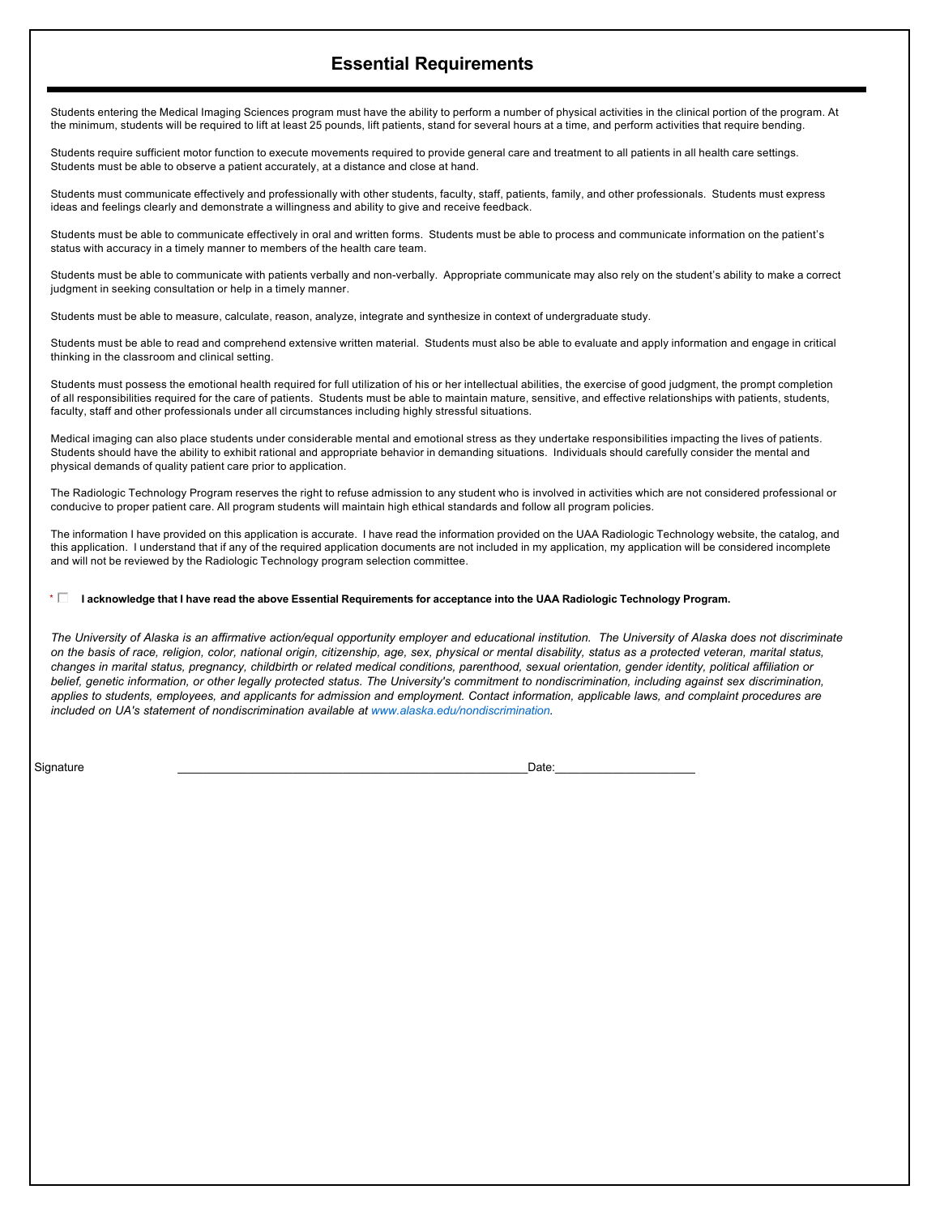# Essential Requirements

Students entering the Medical Imaging Sciences program must have the ability to perform a number of physical activities in the clinical portion of the program. At the minimum, students will be required to lift at least 25 pounds, lift patients, stand for several hours at a time, and perform activities that require bending.

Students require sufficient motor function to execute movements required to provide general care and treatment to all patients in all health care settings. Students must be able to observe a patient accurately, at a distance and close at hand.

Students must communicate effectively and professionally with other students, faculty, staff, patients, family, and other professionals. Students must express ideas and feelings clearly and demonstrate a willingness and ability to give and receive feedback.

Students must be able to communicate effectively in oral and written forms. Students must be able to process and communicate information on the patient's status with accuracy in a timely manner to members of the health care team.

Students must be able to communicate with patients verbally and non-verbally. Appropriate communicate may also rely on the student's ability to make a correct judgment in seeking consultation or help in a timely manner.

Students must be able to measure, calculate, reason, analyze, integrate and synthesize in context of undergraduate study.

Students must be able to read and comprehend extensive written material. Students must also be able to evaluate and apply information and engage in critical thinking in the classroom and clinical setting.

Students must possess the emotional health required for full utilization of his or her intellectual abilities, the exercise of good judgment, the prompt completion of all responsibilities required for the care of patients. Students must be able to maintain mature, sensitive, and effective relationships with patients, students, faculty, staff and other professionals under all circumstances including highly stressful situations.

Medical imaging can also place students under considerable mental and emotional stress as they undertake responsibilities impacting the lives of patients. Students should have the ability to exhibit rational and appropriate behavior in demanding situations. Individuals should carefully consider the mental and physical demands of quality patient care prior to application.

The Radiologic Technology Program reserves the right to refuse admission to any student who is involved in activities which are not considered professional or conducive to proper patient care. All program students will maintain high ethical standards and follow all program policies.

The information I have provided on this application is accurate. I have read the information provided on the UAA Radiologic Technology website, the catalog, and this application. I understand that if any of the required application documents are not included in my application, my application will be considered incomplete and will not be reviewed by the Radiologic Technology program selection committee.

* ☐ **I acknowledge that I have read the above Essential Requirements for acceptance into the UAA Radiologic Technology Program.**

*The University of Alaska is an affirmative action/equal opportunity employer and educational institution. The University of Alaska does not discriminate on the basis of race, religion, color, national origin, citizenship, age, sex, physical or mental disability, status as a protected veteran, marital status, changes in marital status, pregnancy, childbirth or related medical conditions, parenthood, sexual orientation, gender identity, political affiliation or belief, genetic information, or other legally protected status. The University's commitment to nondiscrimination, including against sex discrimination, applies to students, employees, and applicants for admission and employment. Contact information, applicable laws, and complaint procedures are included on UA's statement of nondiscrimination available at www.alaska.edu/nondiscrimination.*

Signature ______________________________________________________ Date: _____________________